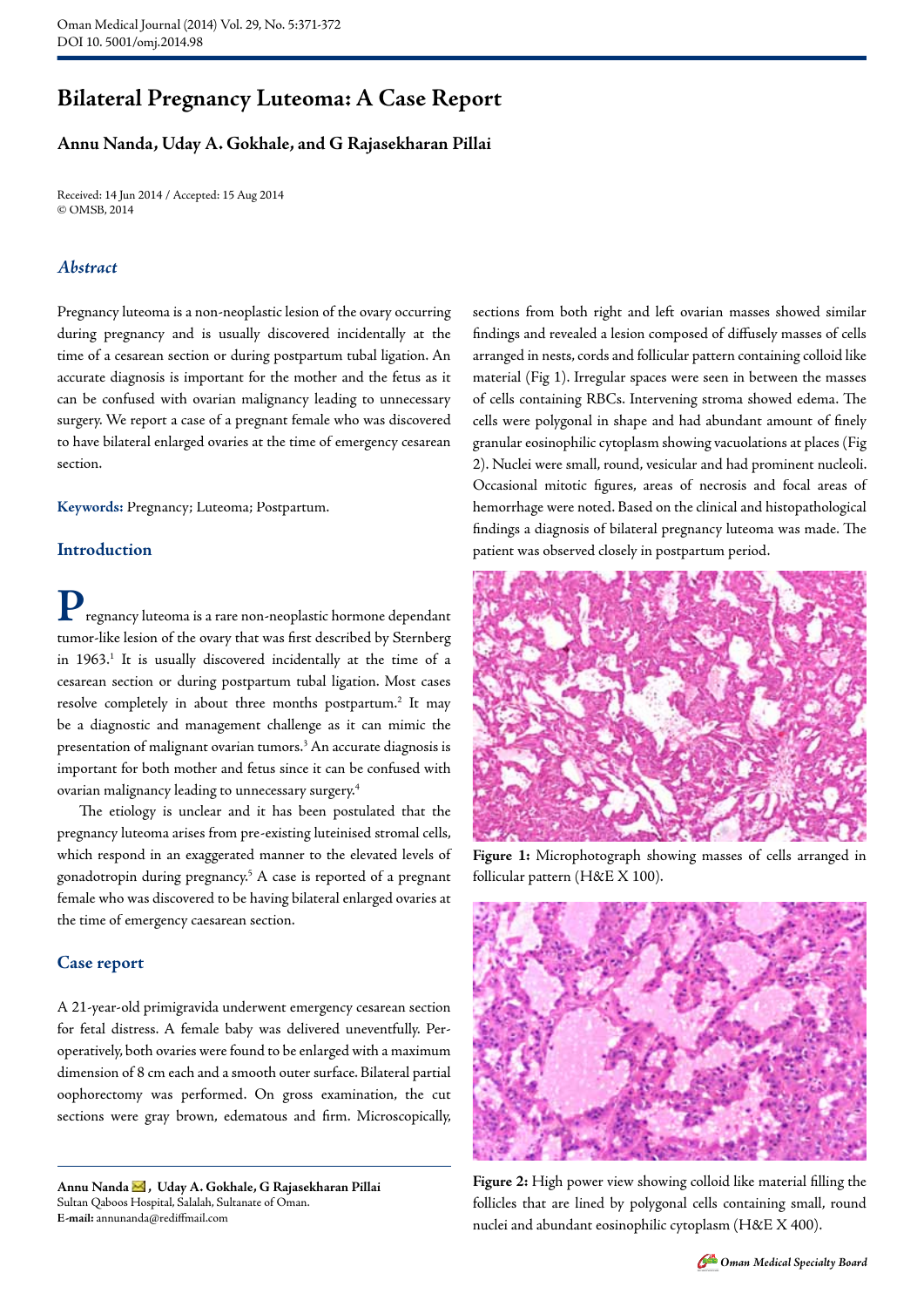# Bilateral Pregnancy Luteoma: A Case Report

**Annu Nanda, Uday A. Gokhale, and G Rajasekharan Pillai**

Received: 14 Jun 2014 / Accepted: 15 Aug 2014
© OMSB, 2014

## *Abstract*

Pregnancy luteoma is a non-neoplastic lesion of the ovary occurring during pregnancy and is usually discovered incidentally at the time of a cesarean section or during postpartum tubal ligation. An accurate diagnosis is important for the mother and the fetus as it can be confused with ovarian malignancy leading to unnecessary surgery. We report a case of a pregnant female who was discovered to have bilateral enlarged ovaries at the time of emergency cesarean section.

**Keywords:** Pregnancy; Luteoma; Postpartum.

## Introduction

Pregnancy luteoma is a rare non-neoplastic hormone dependant tumor-like lesion of the ovary that was first described by Sternberg in 1963.[1] It is usually discovered incidentally at the time of a cesarean section or during postpartum tubal ligation. Most cases resolve completely in about three months postpartum.[2] It may be a diagnostic and management challenge as it can mimic the presentation of malignant ovarian tumors.[3] An accurate diagnosis is important for both mother and fetus since it can be confused with ovarian malignancy leading to unnecessary surgery.[4]

The etiology is unclear and it has been postulated that the pregnancy luteoma arises from pre-existing luteinised stromal cells, which respond in an exaggerated manner to the elevated levels of gonadotropin during pregnancy.[5] A case is reported of a pregnant female who was discovered to be having bilateral enlarged ovaries at the time of emergency caesarean section.

## Case report

A 21-year-old primigravida underwent emergency cesarean section for fetal distress. A female baby was delivered uneventfully. Per-operatively, both ovaries were found to be enlarged with a maximum dimension of 8 cm each and a smooth outer surface. Bilateral partial oophorectomy was performed. On gross examination, the cut sections were gray brown, edematous and firm. Microscopically, sections from both right and left ovarian masses showed similar findings and revealed a lesion composed of diffusely masses of cells arranged in nests, cords and follicular pattern containing colloid like material (Fig 1). Irregular spaces were seen in between the masses of cells containing RBCs. Intervening stroma showed edema. The cells were polygonal in shape and had abundant amount of finely granular eosinophilic cytoplasm showing vacuolations at places (Fig 2). Nuclei were small, round, vesicular and had prominent nucleoli. Occasional mitotic figures, areas of necrosis and focal areas of hemorrhage were noted. Based on the clinical and histopathological findings a diagnosis of bilateral pregnancy luteoma was made. The patient was observed closely in postpartum period.

**Figure 1:** Microphotograph showing masses of cells arranged in follicular pattern (H&E X 100).

**Figure 2:** High power view showing colloid like material filling the follicles that are lined by polygonal cells containing small, round nuclei and abundant eosinophilic cytoplasm (H&E X 400).

---

**Annu Nanda, Uday A. Gokhale, G Rajasekharan Pillai**
Sultan Qaboos Hospital, Salalah, Sultanate of Oman.
**E-mail:** annunanda@rediffmail.com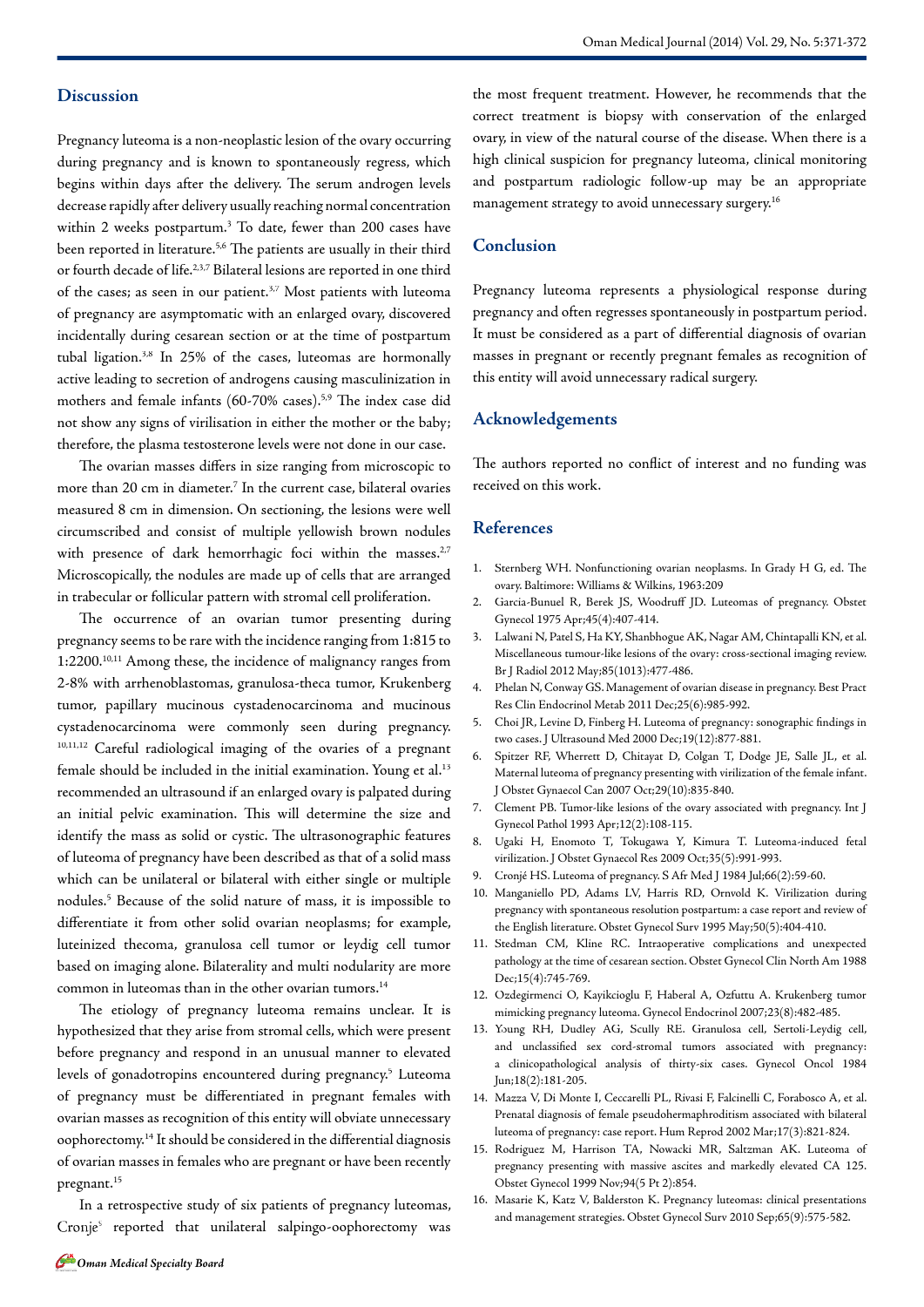## Discussion

Pregnancy luteoma is a non-neoplastic lesion of the ovary occurring during pregnancy and is known to spontaneously regress, which begins within days after the delivery. The serum androgen levels decrease rapidly after delivery usually reaching normal concentration within 2 weeks postpartum.[3] To date, fewer than 200 cases have been reported in literature.[5,6] The patients are usually in their third or fourth decade of life.[2,3,7] Bilateral lesions are reported in one third of the cases; as seen in our patient.[3,7] Most patients with luteoma of pregnancy are asymptomatic with an enlarged ovary, discovered incidentally during cesarean section or at the time of postpartum tubal ligation.[3,8] In 25% of the cases, luteomas are hormonally active leading to secretion of androgens causing masculinization in mothers and female infants (60-70% cases).[5,9] The index case did not show any signs of virilisation in either the mother or the baby; therefore, the plasma testosterone levels were not done in our case.

The ovarian masses differs in size ranging from microscopic to more than 20 cm in diameter.[7] In the current case, bilateral ovaries measured 8 cm in dimension. On sectioning, the lesions were well circumscribed and consist of multiple yellowish brown nodules with presence of dark hemorrhagic foci within the masses.[2,7] Microscopically, the nodules are made up of cells that are arranged in trabecular or follicular pattern with stromal cell proliferation.

The occurrence of an ovarian tumor presenting during pregnancy seems to be rare with the incidence ranging from 1:815 to 1:2200.[10,11] Among these, the incidence of malignancy ranges from 2-8% with arrhenoblastomas, granulosa-theca tumor, Krukenberg tumor, papillary mucinous cystadenocarcinoma and mucinous cystadenocarcinoma were commonly seen during pregnancy.[10,11,12] Careful radiological imaging of the ovaries of a pregnant female should be included in the initial examination. Young et al.[13] recommended an ultrasound if an enlarged ovary is palpated during an initial pelvic examination. This will determine the size and identify the mass as solid or cystic. The ultrasonographic features of luteoma of pregnancy have been described as that of a solid mass which can be unilateral or bilateral with either single or multiple nodules.[5] Because of the solid nature of mass, it is impossible to differentiate it from other solid ovarian neoplasms; for example, luteinized thecoma, granulosa cell tumor or leydig cell tumor based on imaging alone. Bilaterality and multi nodularity are more common in luteomas than in the other ovarian tumors.[14]

The etiology of pregnancy luteoma remains unclear. It is hypothesized that they arise from stromal cells, which were present before pregnancy and respond in an unusual manner to elevated levels of gonadotropins encountered during pregnancy.[5] Luteoma of pregnancy must be differentiated in pregnant females with ovarian masses as recognition of this entity will obviate unnecessary oophorectomy.[14] It should be considered in the differential diagnosis of ovarian masses in females who are pregnant or have been recently pregnant.[15]

In a retrospective study of six patients of pregnancy luteomas, Cronje[5] reported that unilateral salpingo-oophorectomy was the most frequent treatment. However, he recommends that the correct treatment is biopsy with conservation of the enlarged ovary, in view of the natural course of the disease. When there is a high clinical suspicion for pregnancy luteoma, clinical monitoring and postpartum radiologic follow-up may be an appropriate management strategy to avoid unnecessary surgery.[16]

## Conclusion

Pregnancy luteoma represents a physiological response during pregnancy and often regresses spontaneously in postpartum period. It must be considered as a part of differential diagnosis of ovarian masses in pregnant or recently pregnant females as recognition of this entity will avoid unnecessary radical surgery.

## Acknowledgements

The authors reported no conflict of interest and no funding was received on this work.

## References

1. Sternberg WH. Nonfunctioning ovarian neoplasms. In Grady H G, ed. The ovary. Baltimore: Williams & Wilkins, 1963:209
2. Garcia-Bunuel R, Berek JS, Woodruff JD. Luteomas of pregnancy. Obstet Gynecol 1975 Apr;45(4):407-414.
3. Lalwani N, Patel S, Ha KY, Shanbhogue AK, Nagar AM, Chintapalli KN, et al. Miscellaneous tumour-like lesions of the ovary: cross-sectional imaging review. Br J Radiol 2012 May;85(1013):477-486.
4. Phelan N, Conway GS. Management of ovarian disease in pregnancy. Best Pract Res Clin Endocrinol Metab 2011 Dec;25(6):985-992.
5. Choi JR, Levine D, Finberg H. Luteoma of pregnancy: sonographic findings in two cases. J Ultrasound Med 2000 Dec;19(12):877-881.
6. Spitzer RF, Wherrett D, Chitayat D, Colgan T, Dodge JE, Salle JL, et al. Maternal luteoma of pregnancy presenting with virilization of the female infant. J Obstet Gynaecol Can 2007 Oct;29(10):835-840.
7. Clement PB. Tumor-like lesions of the ovary associated with pregnancy. Int J Gynecol Pathol 1993 Apr;12(2):108-115.
8. Ugaki H, Enomoto T, Tokugawa Y, Kimura T. Luteoma-induced fetal virilization. J Obstet Gynaecol Res 2009 Oct;35(5):991-993.
9. Cronjé HS. Luteoma of pregnancy. S Afr Med J 1984 Jul;66(2):59-60.
10. Manganiello PD, Adams LV, Harris RD, Ornvold K. Virilization during pregnancy with spontaneous resolution postpartum: a case report and review of the English literature. Obstet Gynecol Surv 1995 May;50(5):404-410.
11. Stedman CM, Kline RC. Intraoperative complications and unexpected pathology at the time of cesarean section. Obstet Gynecol Clin North Am 1988 Dec;15(4):745-769.
12. Ozdegirmenci O, Kayikcioglu F, Haberal A, Ozfuttu A. Krukenberg tumor mimicking pregnancy luteoma. Gynecol Endocrinol 2007;23(8):482-485.
13. Young RH, Dudley AG, Scully RE. Granulosa cell, Sertoli-Leydig cell, and unclassified sex cord-stromal tumors associated with pregnancy: a clinicopathological analysis of thirty-six cases. Gynecol Oncol 1984 Jun;18(2):181-205.
14. Mazza V, Di Monte I, Ceccarelli PL, Rivasi F, Falcinelli C, Forabosco A, et al. Prenatal diagnosis of female pseudohermaphroditism associated with bilateral luteoma of pregnancy: case report. Hum Reprod 2002 Mar;17(3):821-824.
15. Rodriguez M, Harrison TA, Nowacki MR, Saltzman AK. Luteoma of pregnancy presenting with massive ascites and markedly elevated CA 125. Obstet Gynecol 1999 Nov;94(5 Pt 2):854.
16. Masarie K, Katz V, Balderston K. Pregnancy luteomas: clinical presentations and management strategies. Obstet Gynecol Surv 2010 Sep;65(9):575-582.